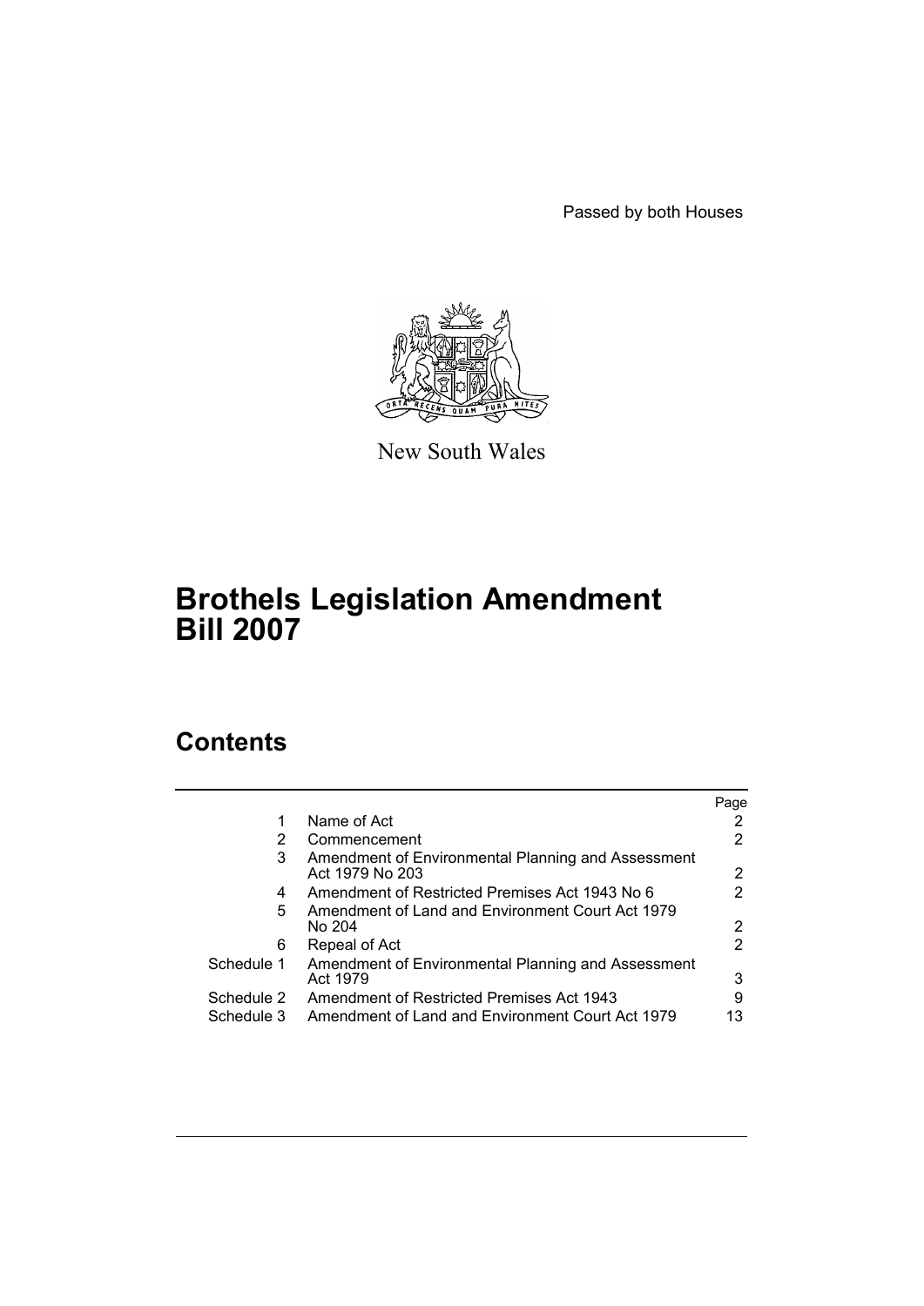Passed by both Houses

New South Wales

# Brothels Legislation Amendment Bill 2007

## Contents

| | | Page |
|---|---|---|
| 1 | Name of Act | 2 |
| 2 | Commencement | 2 |
| 3 | Amendment of Environmental Planning and Assessment Act 1979 No 203 | 2 |
| 4 | Amendment of Restricted Premises Act 1943 No 6 | 2 |
| 5 | Amendment of Land and Environment Court Act 1979 No 204 | 2 |
| 6 | Repeal of Act | 2 |
| Schedule 1 | Amendment of Environmental Planning and Assessment Act 1979 | 3 |
| Schedule 2 | Amendment of Restricted Premises Act 1943 | 9 |
| Schedule 3 | Amendment of Land and Environment Court Act 1979 | 13 |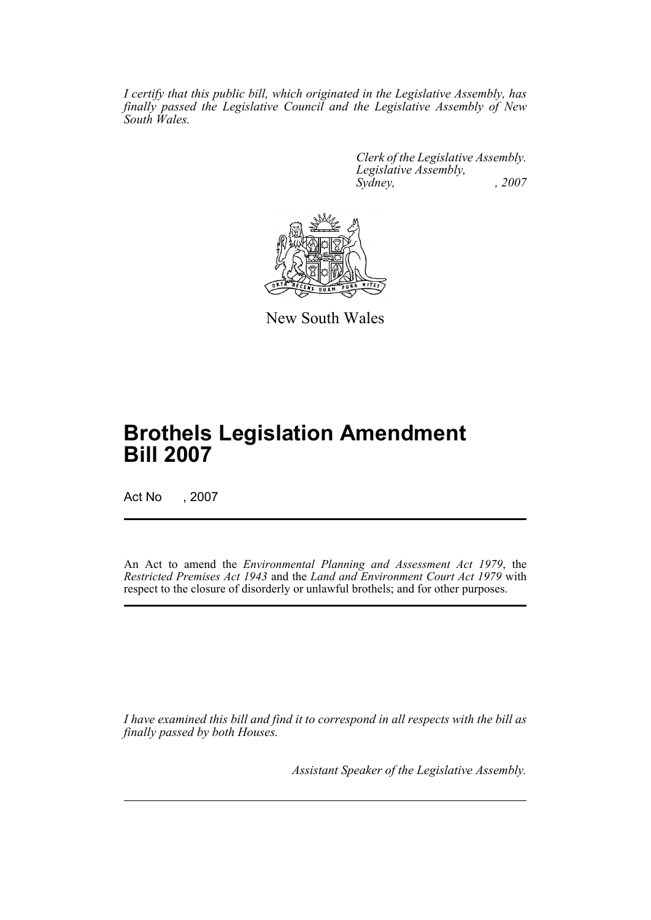*I certify that this public bill, which originated in the Legislative Assembly, has finally passed the Legislative Council and the Legislative Assembly of New South Wales.*

*Clerk of the Legislative Assembly.*
*Legislative Assembly,*
*Sydney, , 2007*

New South Wales

# Brothels Legislation Amendment Bill 2007

Act No , 2007

An Act to amend the *Environmental Planning and Assessment Act 1979*, the *Restricted Premises Act 1943* and the *Land and Environment Court Act 1979* with respect to the closure of disorderly or unlawful brothels; and for other purposes.

*I have examined this bill and find it to correspond in all respects with the bill as finally passed by both Houses.*

*Assistant Speaker of the Legislative Assembly.*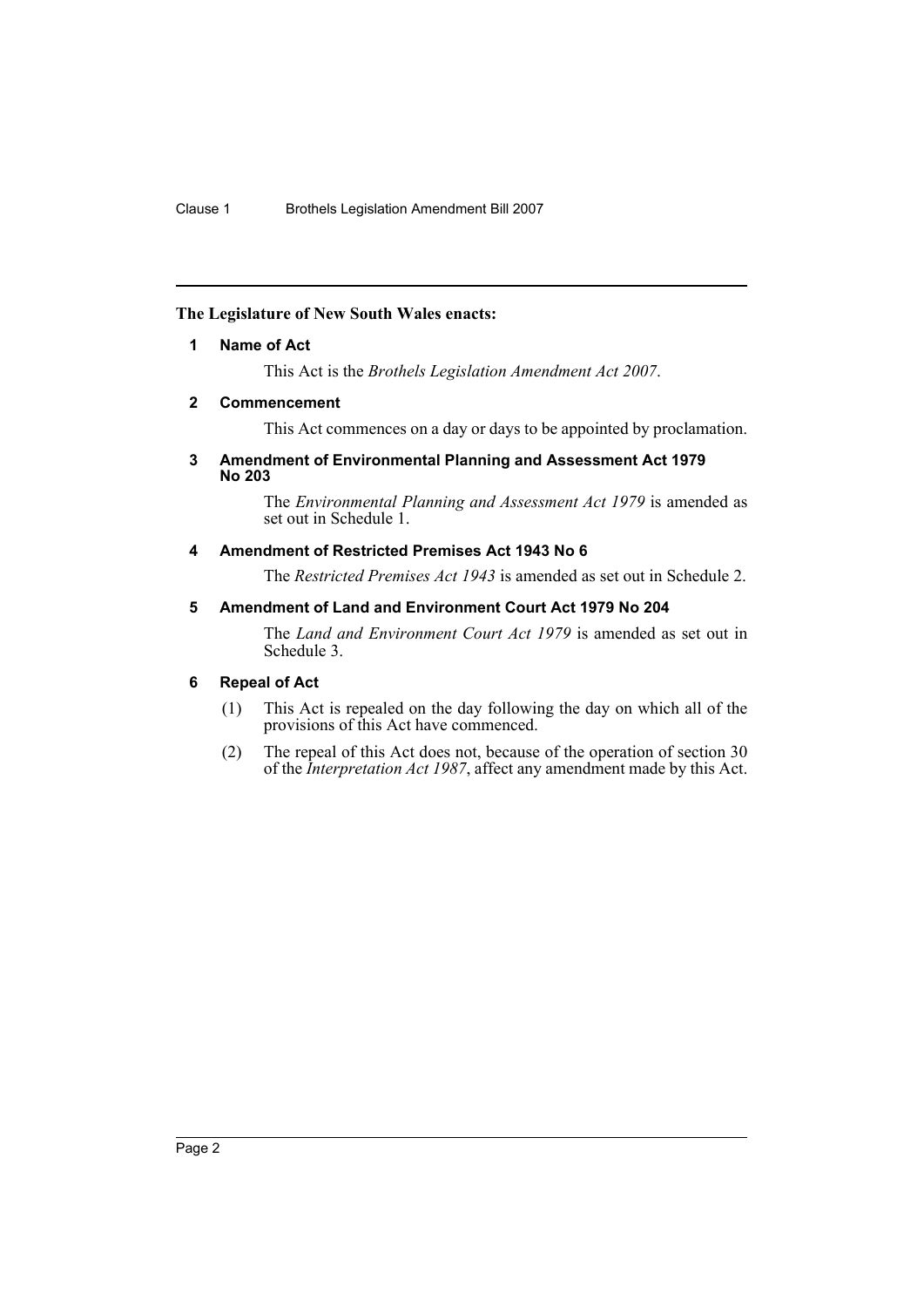**The Legislature of New South Wales enacts:**

### 1 Name of Act

This Act is the *Brothels Legislation Amendment Act 2007*.

### 2 Commencement

This Act commences on a day or days to be appointed by proclamation.

### 3 Amendment of Environmental Planning and Assessment Act 1979 No 203

The *Environmental Planning and Assessment Act 1979* is amended as set out in Schedule 1.

### 4 Amendment of Restricted Premises Act 1943 No 6

The *Restricted Premises Act 1943* is amended as set out in Schedule 2.

### 5 Amendment of Land and Environment Court Act 1979 No 204

The *Land and Environment Court Act 1979* is amended as set out in Schedule 3.

### 6 Repeal of Act

(1) This Act is repealed on the day following the day on which all of the provisions of this Act have commenced.

(2) The repeal of this Act does not, because of the operation of section 30 of the *Interpretation Act 1987*, affect any amendment made by this Act.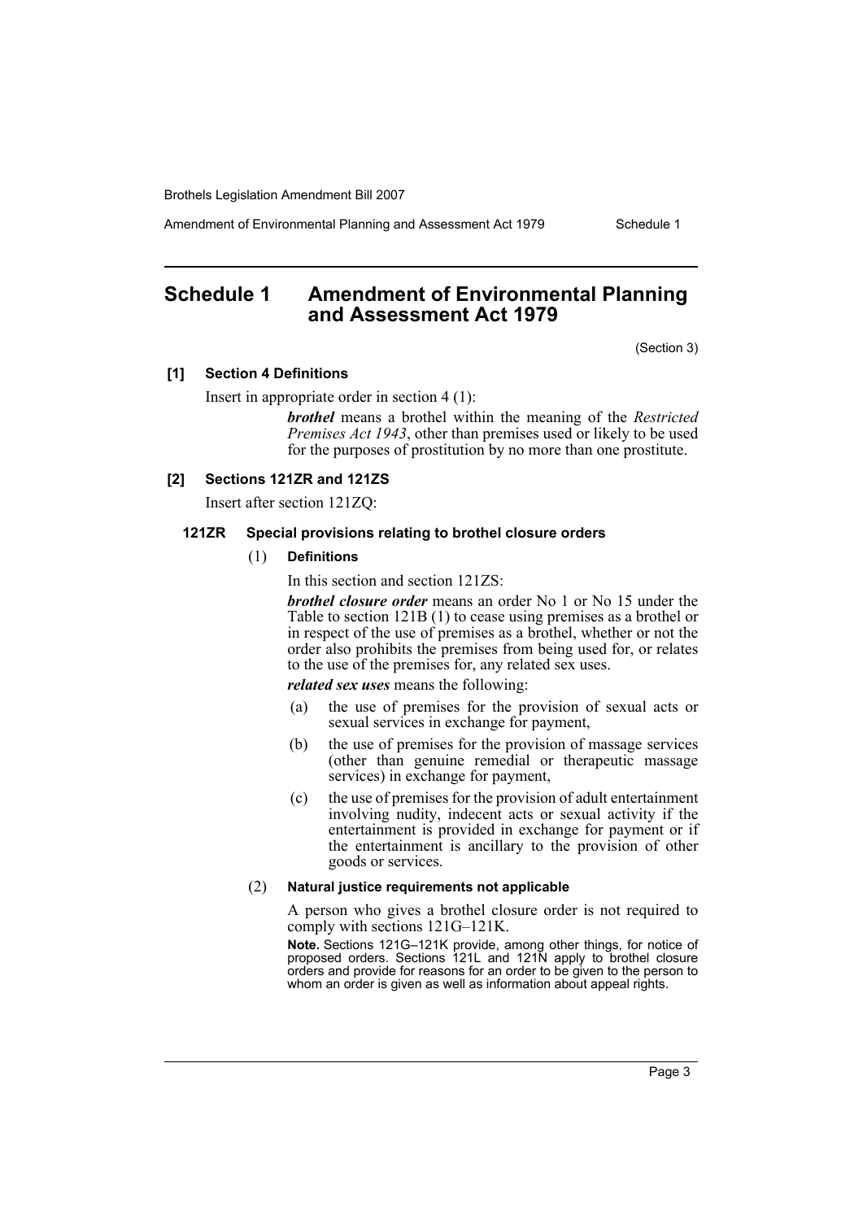# Schedule 1 Amendment of Environmental Planning and Assessment Act 1979

(Section 3)

### [1] Section 4 Definitions

Insert in appropriate order in section 4 (1):

***brothel*** means a brothel within the meaning of the *Restricted Premises Act 1943*, other than premises used or likely to be used for the purposes of prostitution by no more than one prostitute.

### [2] Sections 121ZR and 121ZS

Insert after section 121ZQ:

#### 121ZR Special provisions relating to brothel closure orders

(1) **Definitions**

In this section and section 121ZS:

***brothel closure order*** means an order No 1 or No 15 under the Table to section 121B (1) to cease using premises as a brothel or in respect of the use of premises as a brothel, whether or not the order also prohibits the premises from being used for, or relates to the use of the premises for, any related sex uses.

***related sex uses*** means the following:

- (a) the use of premises for the provision of sexual acts or sexual services in exchange for payment,
- (b) the use of premises for the provision of massage services (other than genuine remedial or therapeutic massage services) in exchange for payment,
- (c) the use of premises for the provision of adult entertainment involving nudity, indecent acts or sexual activity if the entertainment is provided in exchange for payment or if the entertainment is ancillary to the provision of other goods or services.

(2) **Natural justice requirements not applicable**

A person who gives a brothel closure order is not required to comply with sections 121G–121K.

**Note.** Sections 121G–121K provide, among other things, for notice of proposed orders. Sections 121L and 121N apply to brothel closure orders and provide for reasons for an order to be given to the person to whom an order is given as well as information about appeal rights.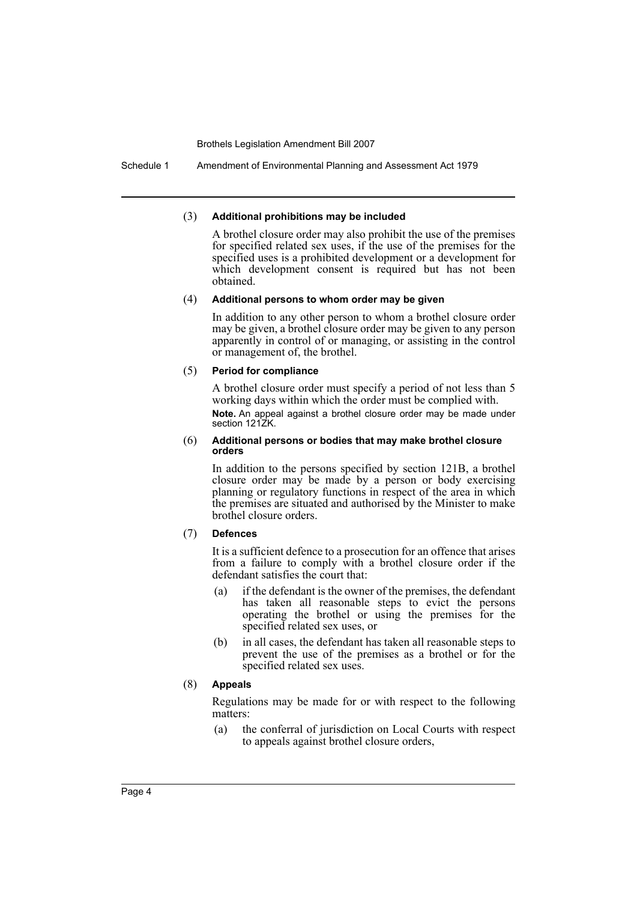(3) **Additional prohibitions may be included**

A brothel closure order may also prohibit the use of the premises for specified related sex uses, if the use of the premises for the specified uses is a prohibited development or a development for which development consent is required but has not been obtained.

(4) **Additional persons to whom order may be given**

In addition to any other person to whom a brothel closure order may be given, a brothel closure order may be given to any person apparently in control of or managing, or assisting in the control or management of, the brothel.

(5) **Period for compliance**

A brothel closure order must specify a period of not less than 5 working days within which the order must be complied with.

**Note.** An appeal against a brothel closure order may be made under section 121ZK.

(6) **Additional persons or bodies that may make brothel closure orders**

In addition to the persons specified by section 121B, a brothel closure order may be made by a person or body exercising planning or regulatory functions in respect of the area in which the premises are situated and authorised by the Minister to make brothel closure orders.

(7) **Defences**

It is a sufficient defence to a prosecution for an offence that arises from a failure to comply with a brothel closure order if the defendant satisfies the court that:

- (a) if the defendant is the owner of the premises, the defendant has taken all reasonable steps to evict the persons operating the brothel or using the premises for the specified related sex uses, or
- (b) in all cases, the defendant has taken all reasonable steps to prevent the use of the premises as a brothel or for the specified related sex uses.

(8) **Appeals**

Regulations may be made for or with respect to the following matters:

- (a) the conferral of jurisdiction on Local Courts with respect to appeals against brothel closure orders,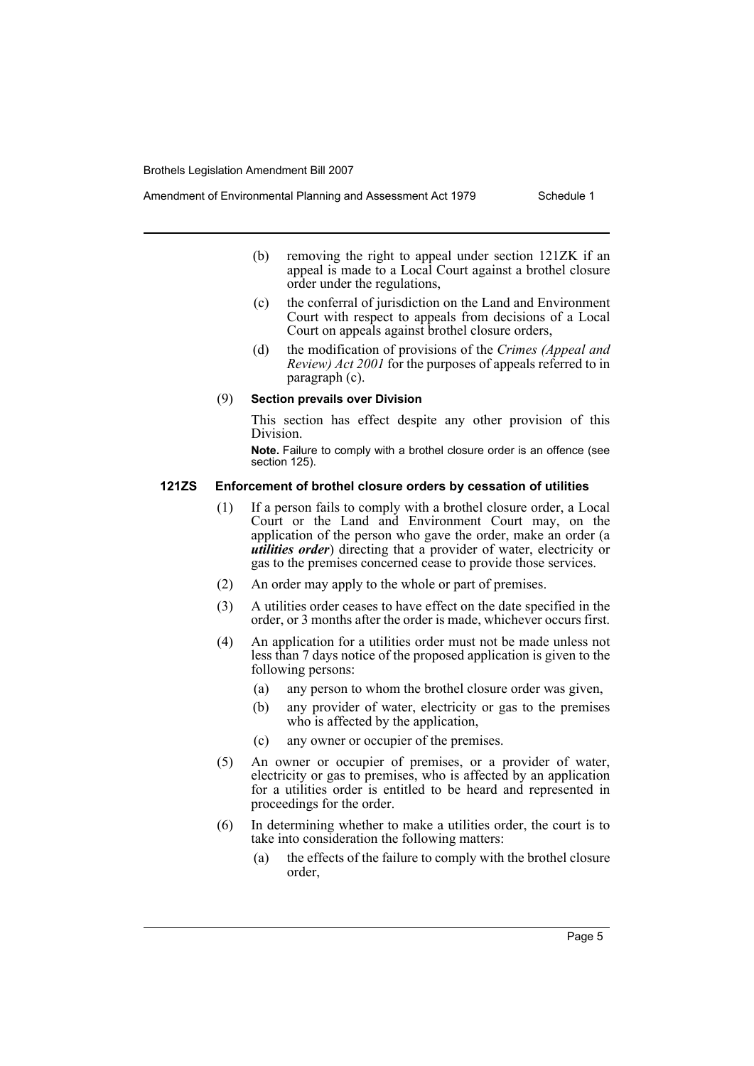(b) removing the right to appeal under section 121ZK if an appeal is made to a Local Court against a brothel closure order under the regulations,

(c) the conferral of jurisdiction on the Land and Environment Court with respect to appeals from decisions of a Local Court on appeals against brothel closure orders,

(d) the modification of provisions of the *Crimes (Appeal and Review) Act 2001* for the purposes of appeals referred to in paragraph (c).

(9) **Section prevails over Division**

This section has effect despite any other provision of this Division.

**Note.** Failure to comply with a brothel closure order is an offence (see section 125).

**121ZS Enforcement of brothel closure orders by cessation of utilities**

(1) If a person fails to comply with a brothel closure order, a Local Court or the Land and Environment Court may, on the application of the person who gave the order, make an order (a ***utilities order***) directing that a provider of water, electricity or gas to the premises concerned cease to provide those services.

(2) An order may apply to the whole or part of premises.

(3) A utilities order ceases to have effect on the date specified in the order, or 3 months after the order is made, whichever occurs first.

(4) An application for a utilities order must not be made unless not less than 7 days notice of the proposed application is given to the following persons:

(a) any person to whom the brothel closure order was given,

(b) any provider of water, electricity or gas to the premises who is affected by the application,

(c) any owner or occupier of the premises.

(5) An owner or occupier of premises, or a provider of water, electricity or gas to premises, who is affected by an application for a utilities order is entitled to be heard and represented in proceedings for the order.

(6) In determining whether to make a utilities order, the court is to take into consideration the following matters:

(a) the effects of the failure to comply with the brothel closure order,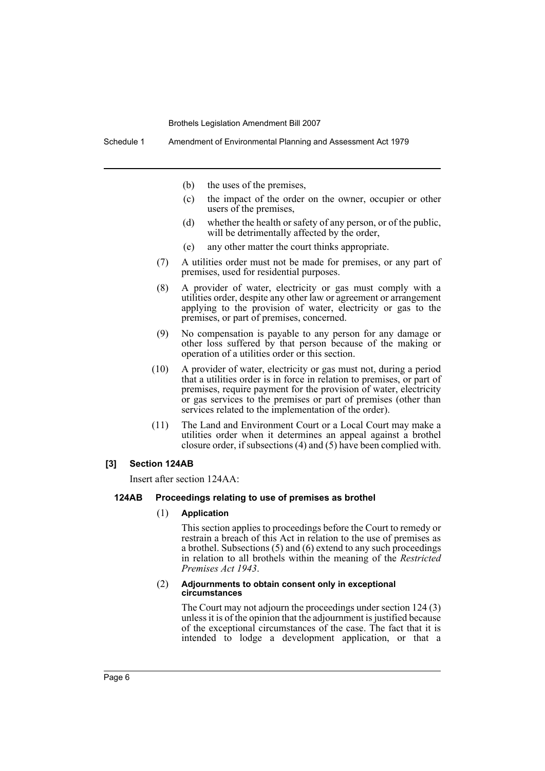(b) the uses of the premises,

(c) the impact of the order on the owner, occupier or other users of the premises,

(d) whether the health or safety of any person, or of the public, will be detrimentally affected by the order,

(e) any other matter the court thinks appropriate.

(7) A utilities order must not be made for premises, or any part of premises, used for residential purposes.

(8) A provider of water, electricity or gas must comply with a utilities order, despite any other law or agreement or arrangement applying to the provision of water, electricity or gas to the premises, or part of premises, concerned.

(9) No compensation is payable to any person for any damage or other loss suffered by that person because of the making or operation of a utilities order or this section.

(10) A provider of water, electricity or gas must not, during a period that a utilities order is in force in relation to premises, or part of premises, require payment for the provision of water, electricity or gas services to the premises or part of premises (other than services related to the implementation of the order).

(11) The Land and Environment Court or a Local Court may make a utilities order when it determines an appeal against a brothel closure order, if subsections (4) and (5) have been complied with.

**[3] Section 124AB**

Insert after section 124AA:

**124AB Proceedings relating to use of premises as brothel**

(1) **Application**

This section applies to proceedings before the Court to remedy or restrain a breach of this Act in relation to the use of premises as a brothel. Subsections (5) and (6) extend to any such proceedings in relation to all brothels within the meaning of the *Restricted Premises Act 1943*.

(2) **Adjournments to obtain consent only in exceptional circumstances**

The Court may not adjourn the proceedings under section 124 (3) unless it is of the opinion that the adjournment is justified because of the exceptional circumstances of the case. The fact that it is intended to lodge a development application, or that a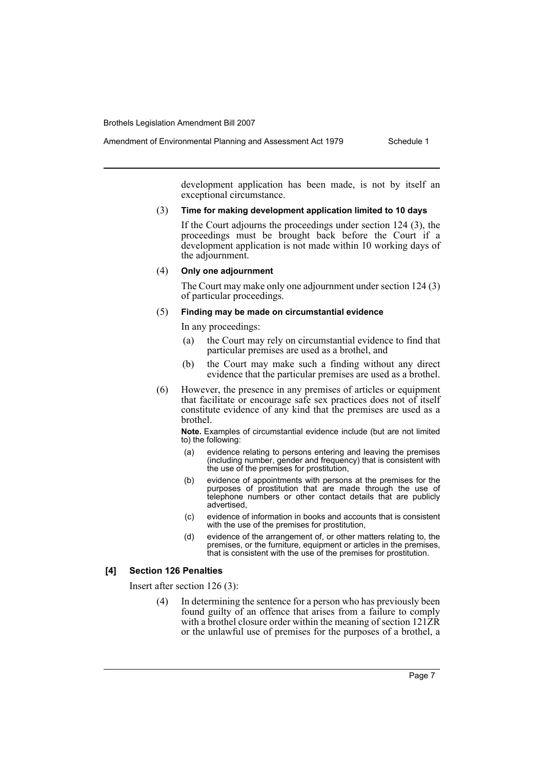development application has been made, is not by itself an exceptional circumstance.

(3) **Time for making development application limited to 10 days**

If the Court adjourns the proceedings under section 124 (3), the proceedings must be brought back before the Court if a development application is not made within 10 working days of the adjournment.

(4) **Only one adjournment**

The Court may make only one adjournment under section 124 (3) of particular proceedings.

(5) **Finding may be made on circumstantial evidence**

In any proceedings:

- (a) the Court may rely on circumstantial evidence to find that particular premises are used as a brothel, and
- (b) the Court may make such a finding without any direct evidence that the particular premises are used as a brothel.

(6) However, the presence in any premises of articles or equipment that facilitate or encourage safe sex practices does not of itself constitute evidence of any kind that the premises are used as a brothel.

**Note.** Examples of circumstantial evidence include (but are not limited to) the following:

- (a) evidence relating to persons entering and leaving the premises (including number, gender and frequency) that is consistent with the use of the premises for prostitution,
- (b) evidence of appointments with persons at the premises for the purposes of prostitution that are made through the use of telephone numbers or other contact details that are publicly advertised,
- (c) evidence of information in books and accounts that is consistent with the use of the premises for prostitution,
- (d) evidence of the arrangement of, or other matters relating to, the premises, or the furniture, equipment or articles in the premises, that is consistent with the use of the premises for prostitution.

### [4] Section 126 Penalties

Insert after section 126 (3):

(4) In determining the sentence for a person who has previously been found guilty of an offence that arises from a failure to comply with a brothel closure order within the meaning of section 121ZR or the unlawful use of premises for the purposes of a brothel, a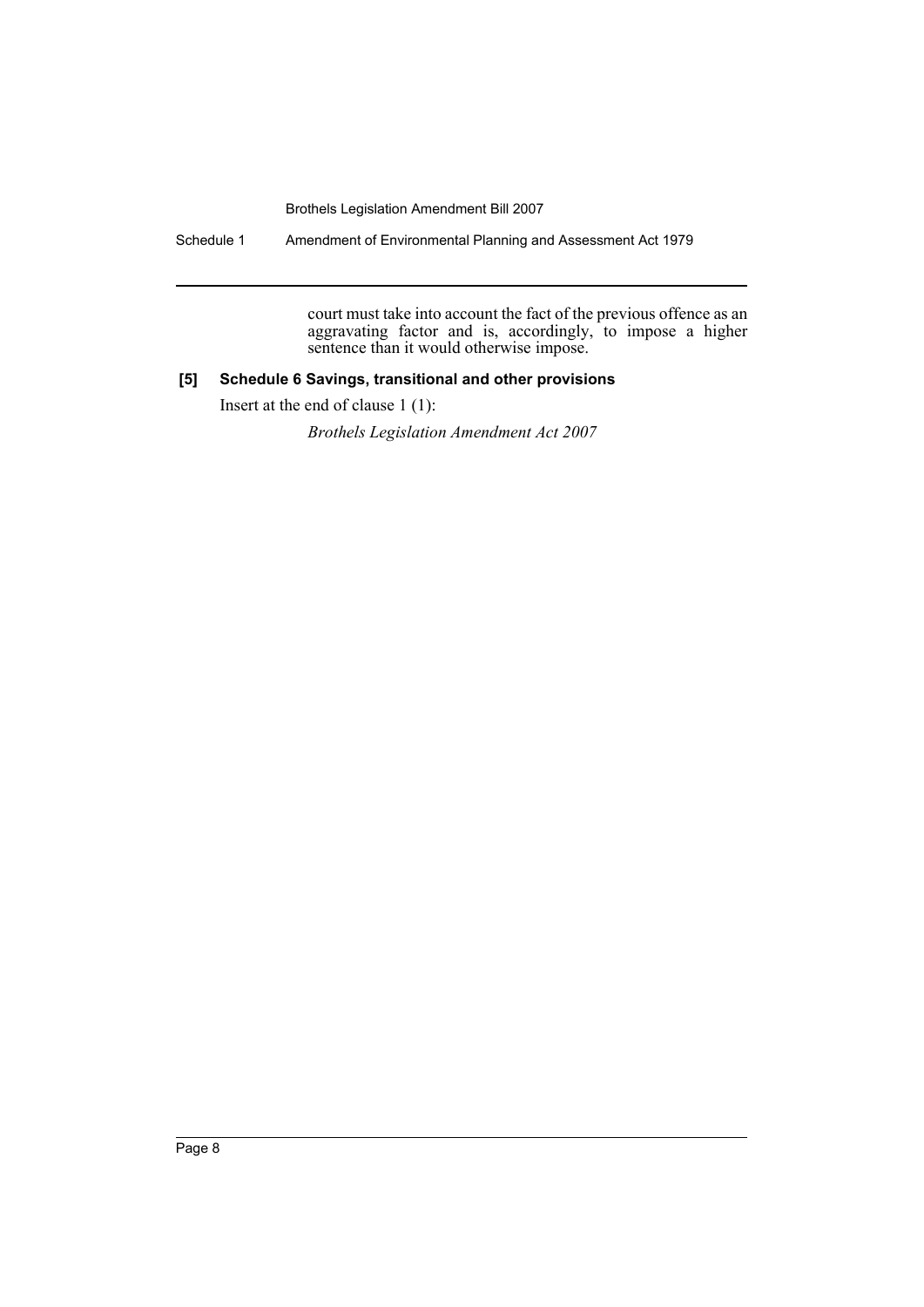court must take into account the fact of the previous offence as an aggravating factor and is, accordingly, to impose a higher sentence than it would otherwise impose.

**[5] Schedule 6 Savings, transitional and other provisions**

Insert at the end of clause 1 (1):

*Brothels Legislation Amendment Act 2007*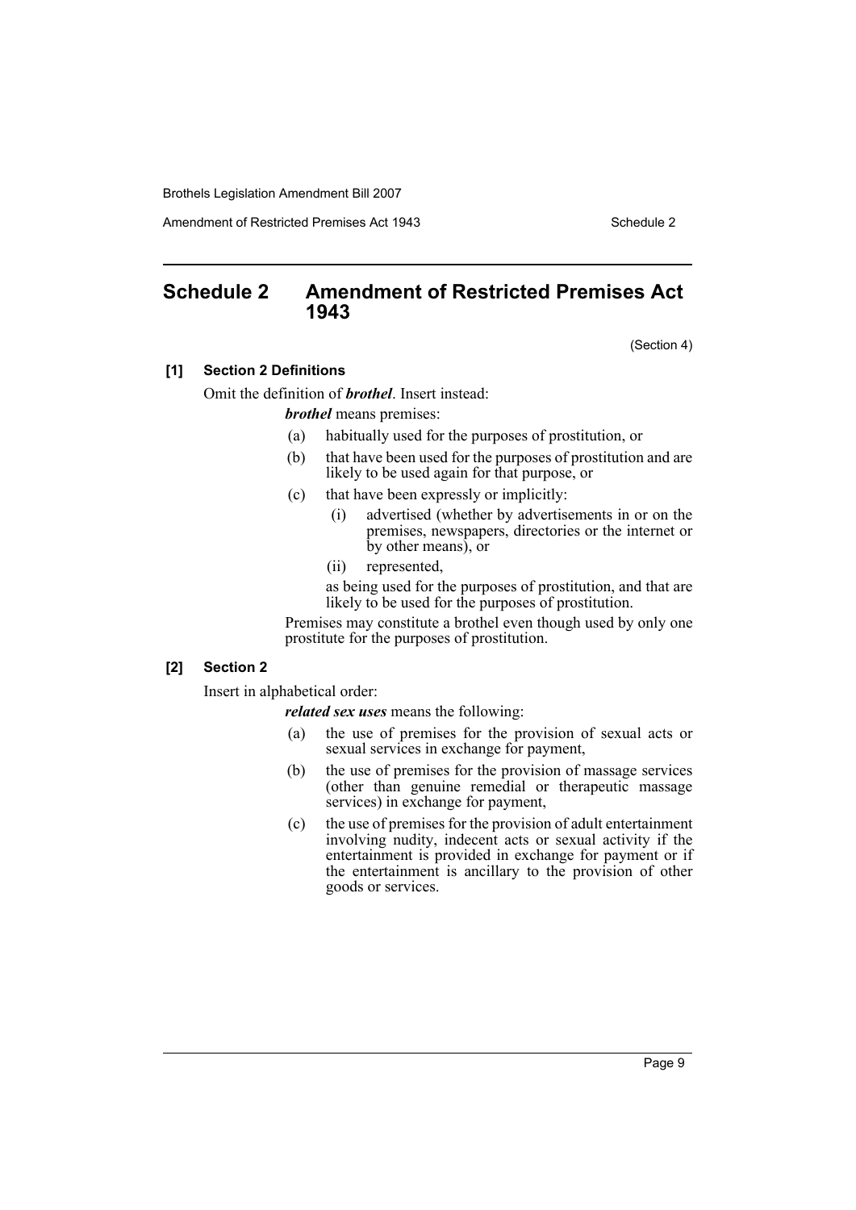## Schedule 2 Amendment of Restricted Premises Act 1943

(Section 4)

**[1] Section 2 Definitions**

Omit the definition of ***brothel***. Insert instead:

***brothel*** means premises:

(a) habitually used for the purposes of prostitution, or

(b) that have been used for the purposes of prostitution and are likely to be used again for that purpose, or

(c) that have been expressly or implicitly:

  (i) advertised (whether by advertisements in or on the premises, newspapers, directories or the internet or by other means), or

  (ii) represented,

as being used for the purposes of prostitution, and that are likely to be used for the purposes of prostitution.

Premises may constitute a brothel even though used by only one prostitute for the purposes of prostitution.

**[2] Section 2**

Insert in alphabetical order:

***related sex uses*** means the following:

(a) the use of premises for the provision of sexual acts or sexual services in exchange for payment,

(b) the use of premises for the provision of massage services (other than genuine remedial or therapeutic massage services) in exchange for payment,

(c) the use of premises for the provision of adult entertainment involving nudity, indecent acts or sexual activity if the entertainment is provided in exchange for payment or if the entertainment is ancillary to the provision of other goods or services.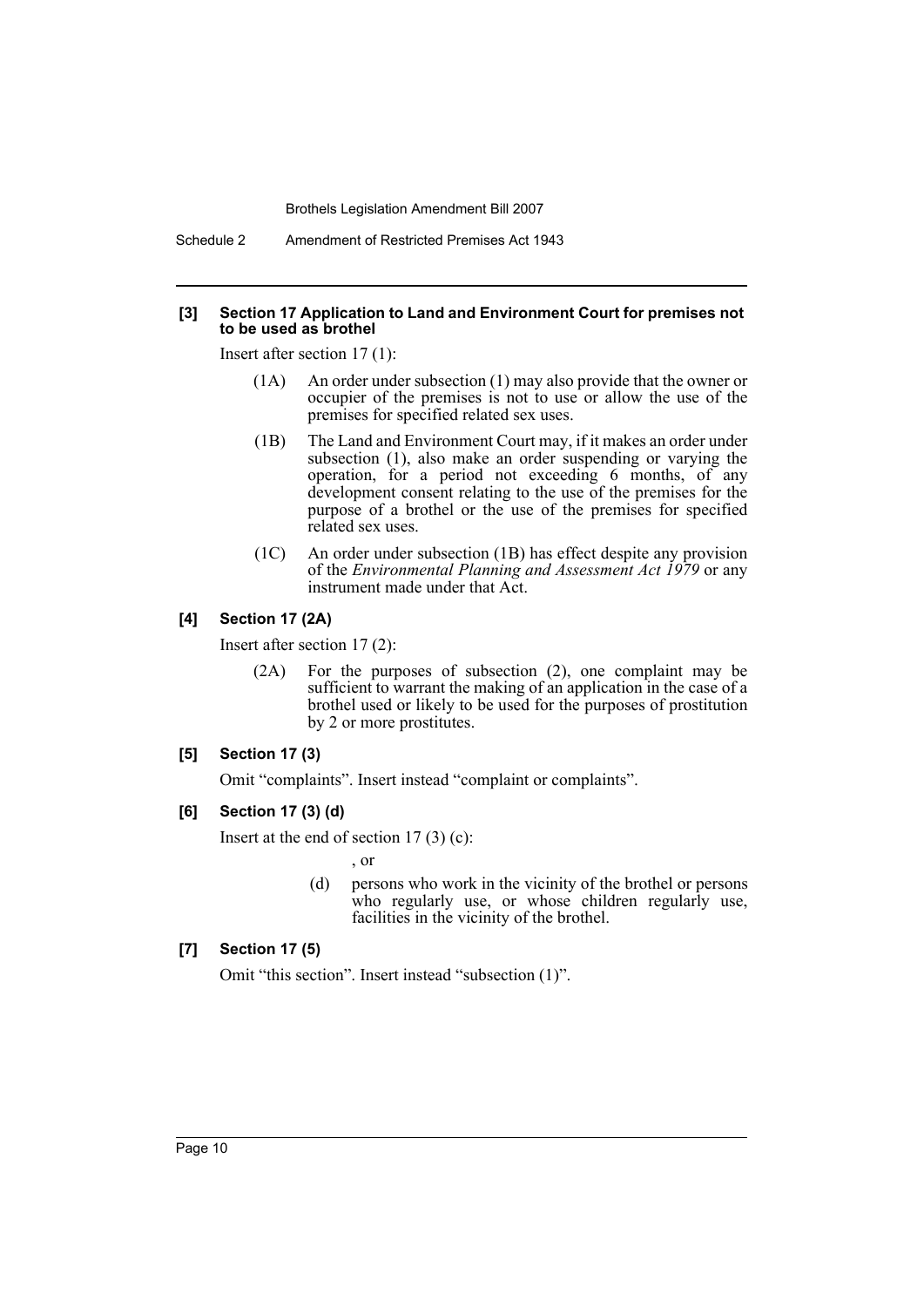### [3] Section 17 Application to Land and Environment Court for premises not to be used as brothel

Insert after section 17 (1):

(1A) An order under subsection (1) may also provide that the owner or occupier of the premises is not to use or allow the use of the premises for specified related sex uses.

(1B) The Land and Environment Court may, if it makes an order under subsection (1), also make an order suspending or varying the operation, for a period not exceeding 6 months, of any development consent relating to the use of the premises for the purpose of a brothel or the use of the premises for specified related sex uses.

(1C) An order under subsection (1B) has effect despite any provision of the *Environmental Planning and Assessment Act 1979* or any instrument made under that Act.

### [4] Section 17 (2A)

Insert after section 17 (2):

(2A) For the purposes of subsection (2), one complaint may be sufficient to warrant the making of an application in the case of a brothel used or likely to be used for the purposes of prostitution by 2 or more prostitutes.

### [5] Section 17 (3)

Omit "complaints". Insert instead "complaint or complaints".

### [6] Section 17 (3) (d)

Insert at the end of section 17 (3) (c):

, or

(d) persons who work in the vicinity of the brothel or persons who regularly use, or whose children regularly use, facilities in the vicinity of the brothel.

### [7] Section 17 (5)

Omit "this section". Insert instead "subsection (1)".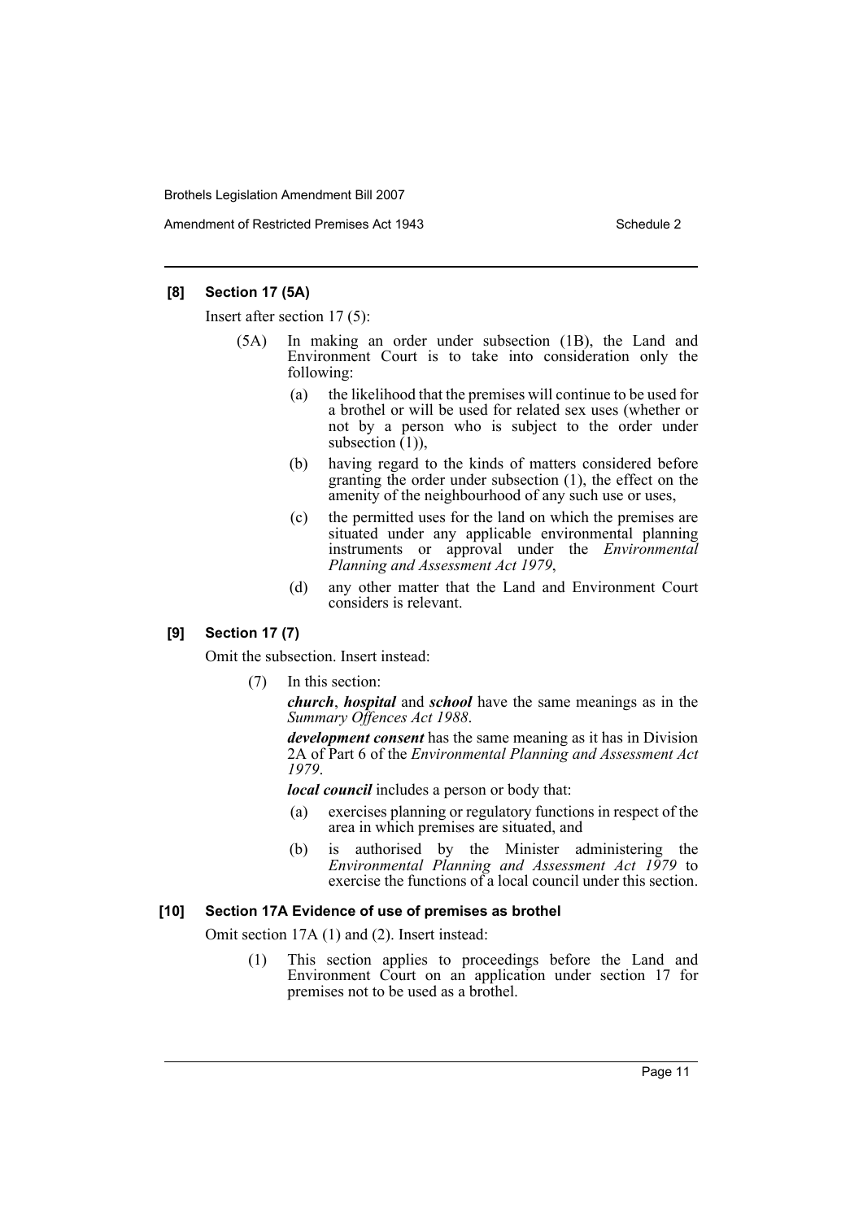#### [8] Section 17 (5A)

Insert after section 17 (5):

(5A) In making an order under subsection (1B), the Land and Environment Court is to take into consideration only the following:

(a) the likelihood that the premises will continue to be used for a brothel or will be used for related sex uses (whether or not by a person who is subject to the order under subsection (1)),

(b) having regard to the kinds of matters considered before granting the order under subsection (1), the effect on the amenity of the neighbourhood of any such use or uses,

(c) the permitted uses for the land on which the premises are situated under any applicable environmental planning instruments or approval under the *Environmental Planning and Assessment Act 1979*,

(d) any other matter that the Land and Environment Court considers is relevant.

#### [9] Section 17 (7)

Omit the subsection. Insert instead:

(7) In this section:

***church***, ***hospital*** and ***school*** have the same meanings as in the *Summary Offences Act 1988*.

***development consent*** has the same meaning as it has in Division 2A of Part 6 of the *Environmental Planning and Assessment Act 1979*.

***local council*** includes a person or body that:

(a) exercises planning or regulatory functions in respect of the area in which premises are situated, and

(b) is authorised by the Minister administering the *Environmental Planning and Assessment Act 1979* to exercise the functions of a local council under this section.

#### [10] Section 17A Evidence of use of premises as brothel

Omit section 17A (1) and (2). Insert instead:

(1) This section applies to proceedings before the Land and Environment Court on an application under section 17 for premises not to be used as a brothel.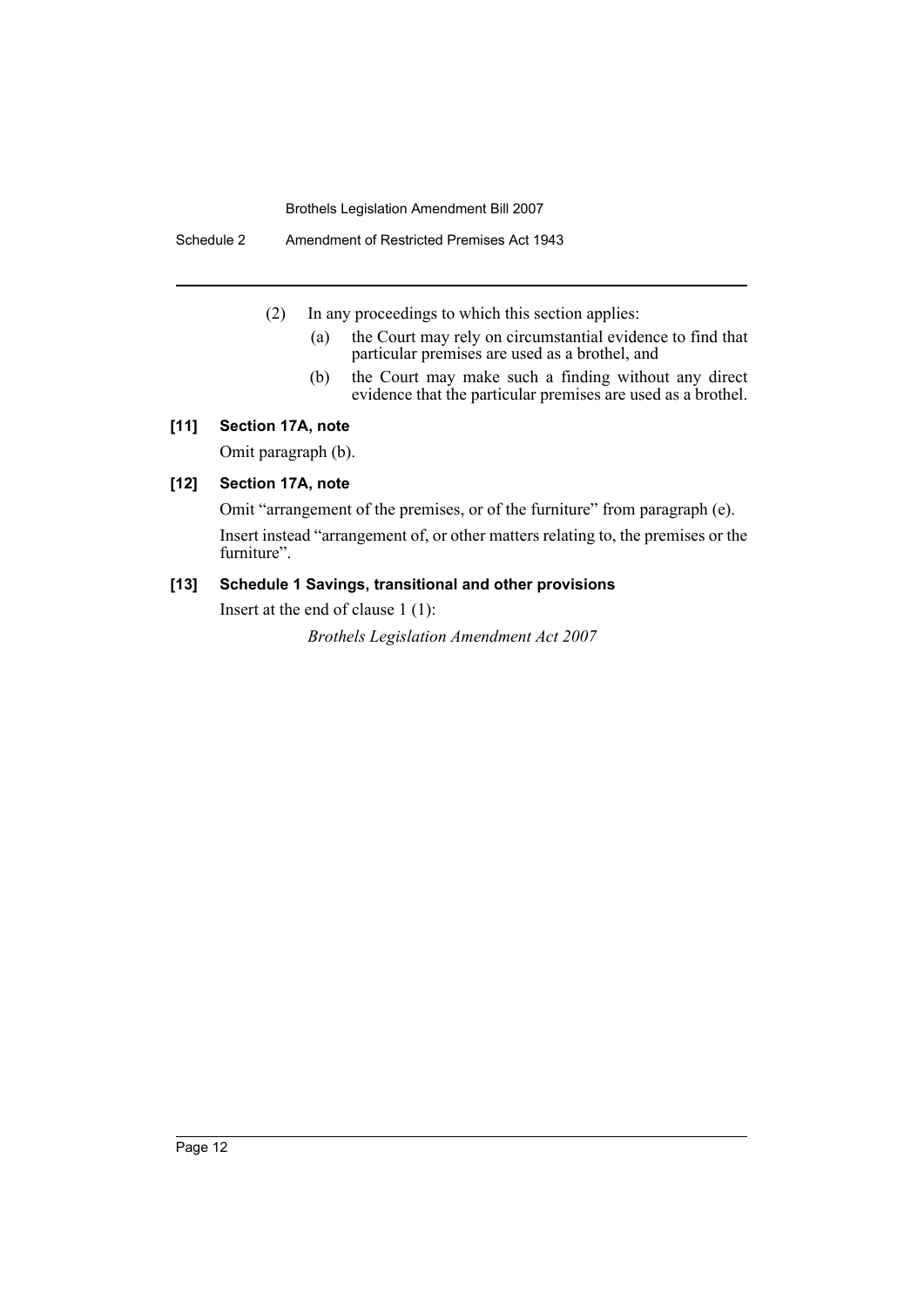(2) In any proceedings to which this section applies:

(a) the Court may rely on circumstantial evidence to find that particular premises are used as a brothel, and

(b) the Court may make such a finding without any direct evidence that the particular premises are used as a brothel.

**[11] Section 17A, note**

Omit paragraph (b).

**[12] Section 17A, note**

Omit "arrangement of the premises, or of the furniture" from paragraph (e).

Insert instead "arrangement of, or other matters relating to, the premises or the furniture".

**[13] Schedule 1 Savings, transitional and other provisions**

Insert at the end of clause 1 (1):

*Brothels Legislation Amendment Act 2007*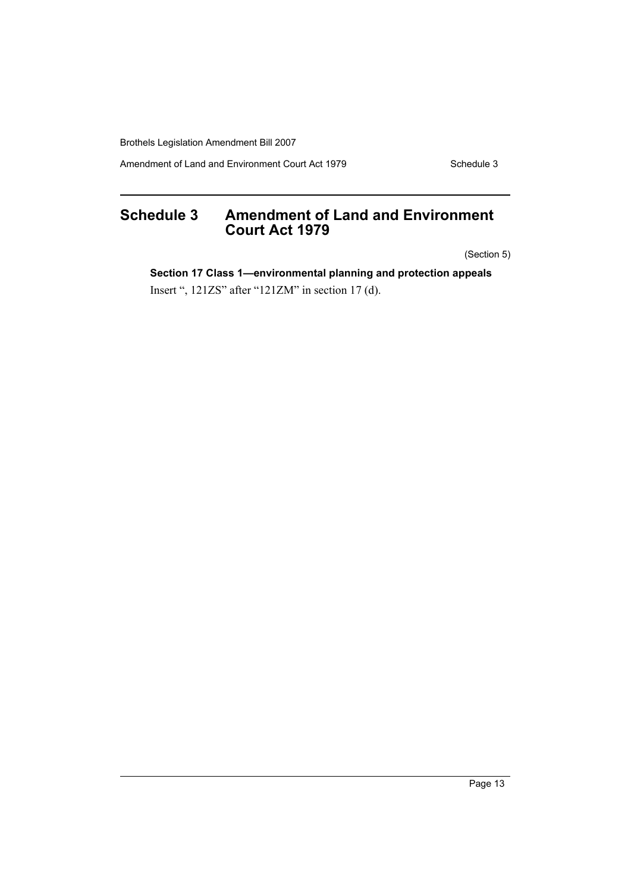# Schedule 3 Amendment of Land and Environment Court Act 1979

(Section 5)

**Section 17 Class 1—environmental planning and protection appeals**

Insert ", 121ZS" after "121ZM" in section 17 (d).